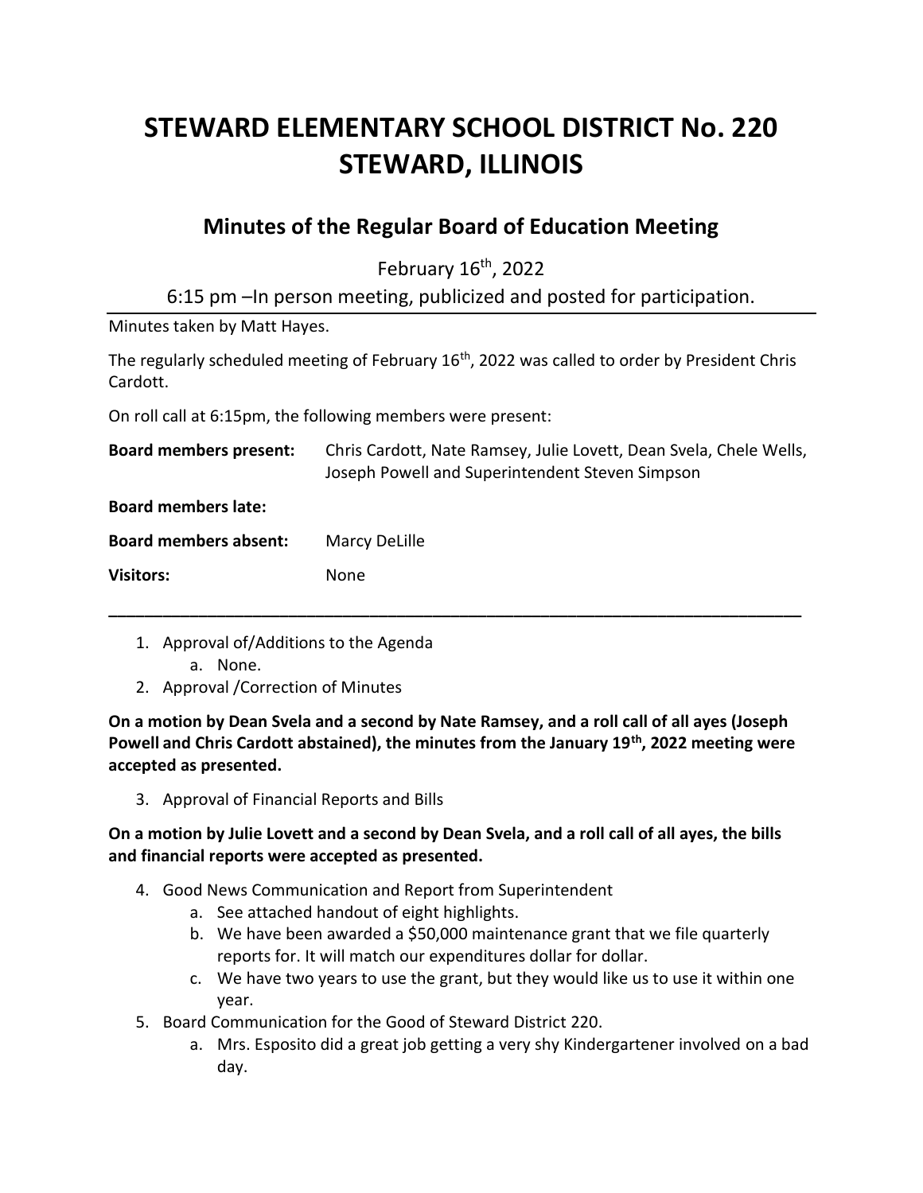# STEWARD ELEMENTARY SCHOOL DISTRICT No. 220
# STEWARD, ILLINOIS

## Minutes of the Regular Board of Education Meeting

February 16th, 2022

6:15 pm –In person meeting, publicized and posted for participation.

---

Minutes taken by Matt Hayes.

The regularly scheduled meeting of February 16th, 2022 was called to order by President Chris Cardott.

On roll call at 6:15pm, the following members were present:

| | |
|---|---|
| **Board members present:** | Chris Cardott, Nate Ramsey, Julie Lovett, Dean Svela, Chele Wells, Joseph Powell and Superintendent Steven Simpson |
| **Board members late:** | |
| **Board members absent:** | Marcy DeLille |
| **Visitors:** | None |

---

1. Approval of/Additions to the Agenda
   a. None.
2. Approval /Correction of Minutes

**On a motion by Dean Svela and a second by Nate Ramsey, and a roll call of all ayes (Joseph Powell and Chris Cardott abstained), the minutes from the January 19th, 2022 meeting were accepted as presented.**

3. Approval of Financial Reports and Bills

**On a motion by Julie Lovett and a second by Dean Svela, and a roll call of all ayes, the bills and financial reports were accepted as presented.**

4. Good News Communication and Report from Superintendent
   a. See attached handout of eight highlights.
   b. We have been awarded a $50,000 maintenance grant that we file quarterly reports for. It will match our expenditures dollar for dollar.
   c. We have two years to use the grant, but they would like us to use it within one year.
5. Board Communication for the Good of Steward District 220.
   a. Mrs. Esposito did a great job getting a very shy Kindergartener involved on a bad day.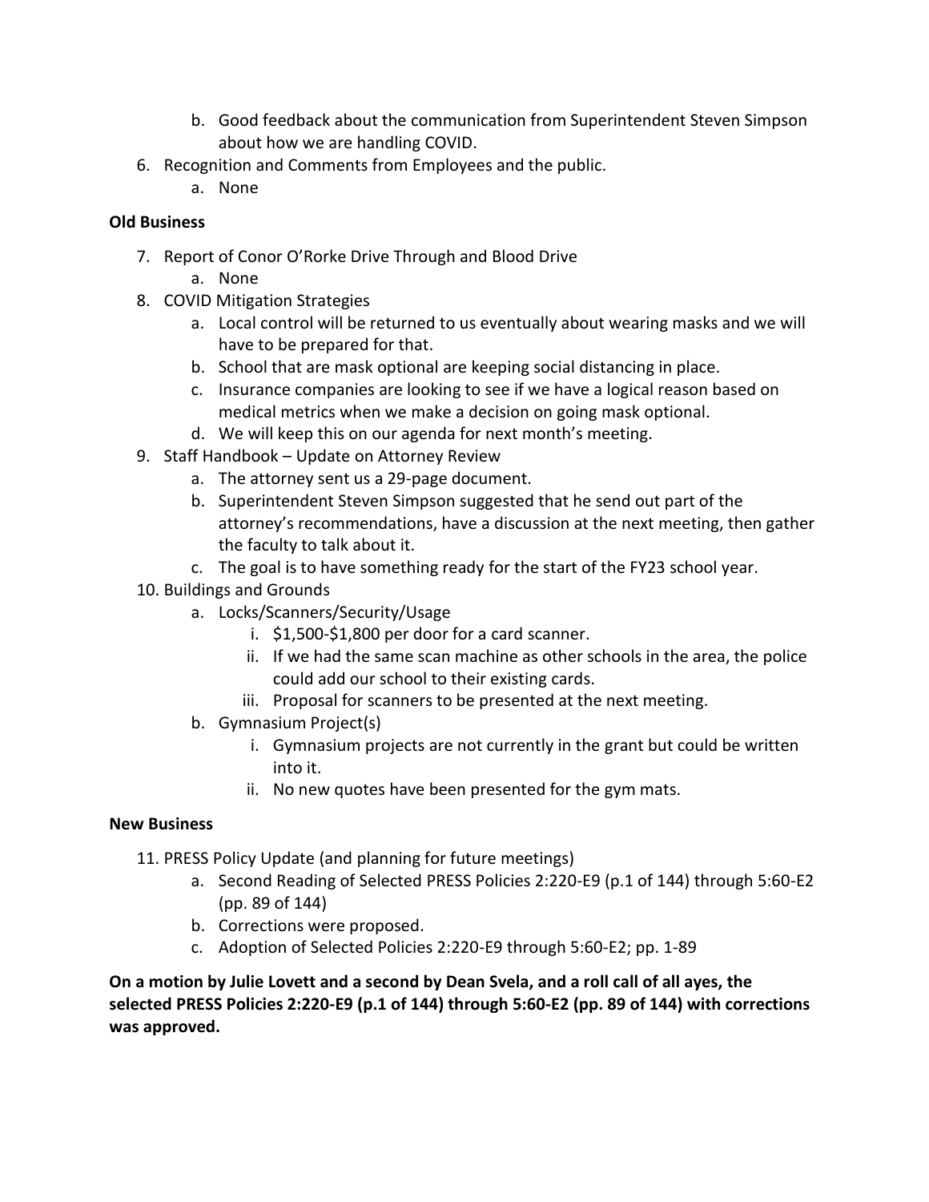b. Good feedback about the communication from Superintendent Steven Simpson about how we are handling COVID.

6. Recognition and Comments from Employees and the public.
   a. None

**Old Business**

7. Report of Conor O'Rorke Drive Through and Blood Drive
   a. None
8. COVID Mitigation Strategies
   a. Local control will be returned to us eventually about wearing masks and we will have to be prepared for that.
   b. School that are mask optional are keeping social distancing in place.
   c. Insurance companies are looking to see if we have a logical reason based on medical metrics when we make a decision on going mask optional.
   d. We will keep this on our agenda for next month's meeting.
9. Staff Handbook – Update on Attorney Review
   a. The attorney sent us a 29-page document.
   b. Superintendent Steven Simpson suggested that he send out part of the attorney's recommendations, have a discussion at the next meeting, then gather the faculty to talk about it.
   c. The goal is to have something ready for the start of the FY23 school year.
10. Buildings and Grounds
    a. Locks/Scanners/Security/Usage
       i. $1,500-$1,800 per door for a card scanner.
       ii. If we had the same scan machine as other schools in the area, the police could add our school to their existing cards.
       iii. Proposal for scanners to be presented at the next meeting.
    b. Gymnasium Project(s)
       i. Gymnasium projects are not currently in the grant but could be written into it.
       ii. No new quotes have been presented for the gym mats.

**New Business**

11. PRESS Policy Update (and planning for future meetings)
    a. Second Reading of Selected PRESS Policies 2:220-E9 (p.1 of 144) through 5:60-E2 (pp. 89 of 144)
    b. Corrections were proposed.
    c. Adoption of Selected Policies 2:220-E9 through 5:60-E2; pp. 1-89

**On a motion by Julie Lovett and a second by Dean Svela, and a roll call of all ayes, the selected PRESS Policies 2:220-E9 (p.1 of 144) through 5:60-E2 (pp. 89 of 144) with corrections was approved.**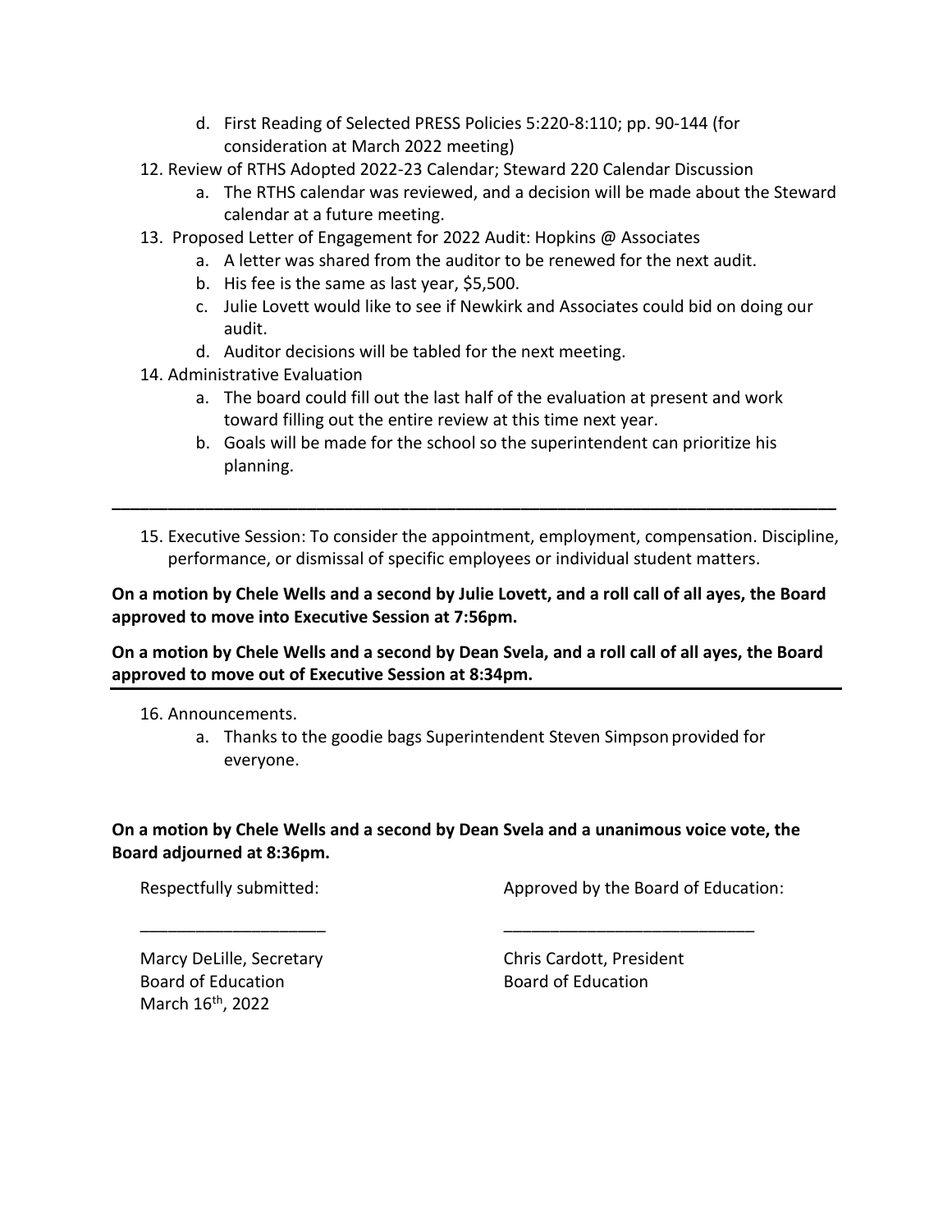d. First Reading of Selected PRESS Policies 5:220-8:110; pp. 90-144 (for consideration at March 2022 meeting)

12. Review of RTHS Adopted 2022-23 Calendar; Steward 220 Calendar Discussion
    a. The RTHS calendar was reviewed, and a decision will be made about the Steward calendar at a future meeting.
13. Proposed Letter of Engagement for 2022 Audit: Hopkins @ Associates
    a. A letter was shared from the auditor to be renewed for the next audit.
    b. His fee is the same as last year, $5,500.
    c. Julie Lovett would like to see if Newkirk and Associates could bid on doing our audit.
    d. Auditor decisions will be tabled for the next meeting.
14. Administrative Evaluation
    a. The board could fill out the last half of the evaluation at present and work toward filling out the entire review at this time next year.
    b. Goals will be made for the school so the superintendent can prioritize his planning.

---

15. Executive Session: To consider the appointment, employment, compensation. Discipline, performance, or dismissal of specific employees or individual student matters.

**On a motion by Chele Wells and a second by Julie Lovett, and a roll call of all ayes, the Board approved to move into Executive Session at 7:56pm.**

**On a motion by Chele Wells and a second by Dean Svela, and a roll call of all ayes, the Board approved to move out of Executive Session at 8:34pm.**

---

16. Announcements.
    a. Thanks to the goodie bags Superintendent Steven Simpson provided for everyone.

**On a motion by Chele Wells and a second by Dean Svela and a unanimous voice vote, the Board adjourned at 8:36pm.**

Respectfully submitted:

____________________

Marcy DeLille, Secretary
Board of Education
March 16th, 2022

Approved by the Board of Education:

___________________________

Chris Cardott, President
Board of Education